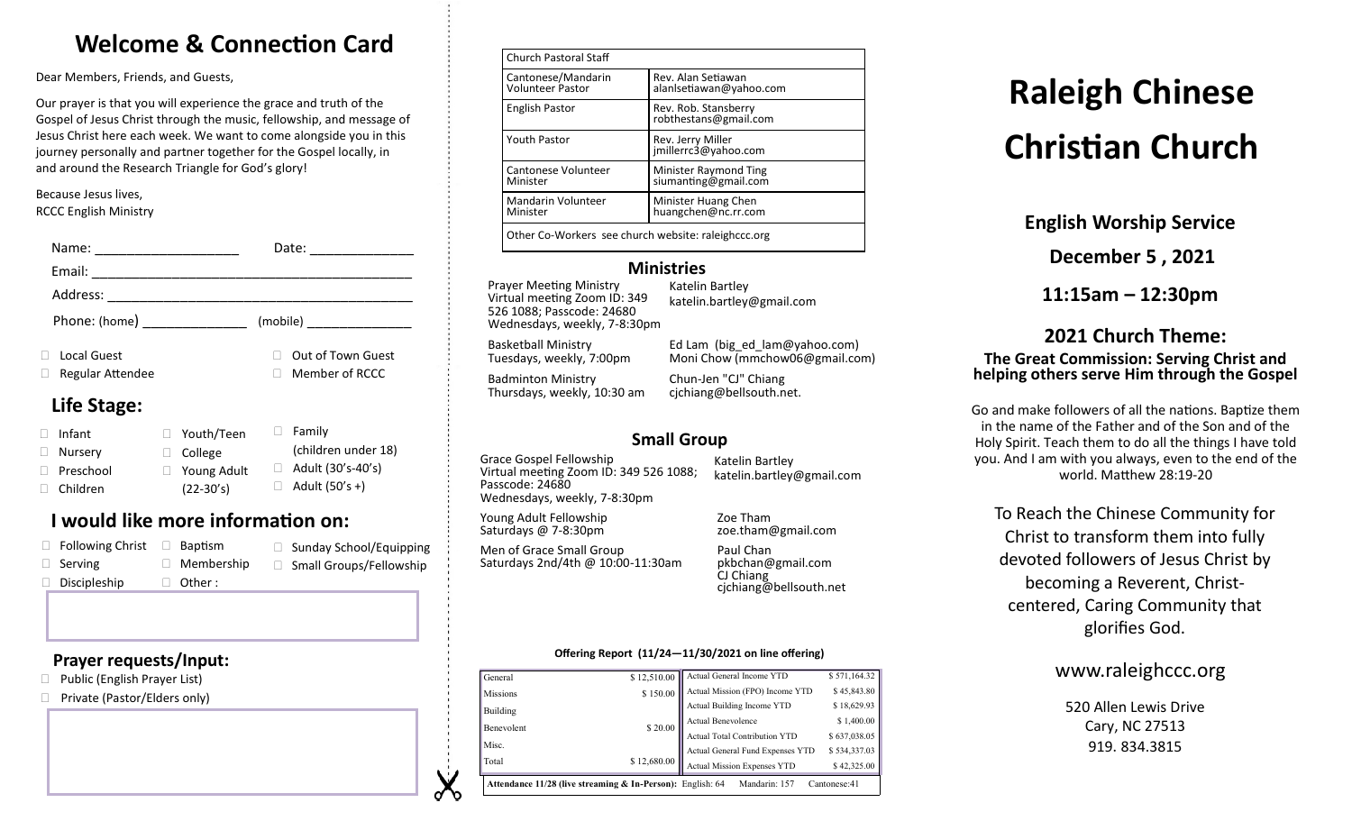# Welcome & Connection Card

Dear Members, Friends, and Guests,

Our prayer is that you will experience the grace and truth of the Gospel of Jesus Christ through the music, fellowship, and message of Jesus Christ here each week. We want to come alongside you in this journey personally and partner together for the Gospel locally, in and around the Research Triangle for God's glory!

Because Jesus lives,
RCCC English Ministry

Name: ____________________ Date: ______________

Email: ____________________________________________

Address: __________________________________________

Phone: (home) ______________ (mobile) _______________

- ☐ Local Guest
- ☐ Out of Town Guest
- ☐ Regular Attendee
- ☐ Member of RCCC

## Life Stage:

- ☐ Infant
- ☐ Nursery
- ☐ Preschool
- ☐ Children
- ☐ Youth/Teen
- ☐ College
- ☐ Young Adult (22-30's)
- ☐ Family (children under 18)
- ☐ Adult (30's-40's)
- ☐ Adult (50's +)

## I would like more information on:

- ☐ Following Christ
- ☐ Serving
- ☐ Discipleship
- ☐ Baptism
- ☐ Membership
- ☐ Other :
- ☐ Sunday School/Equipping
- ☐ Small Groups/Fellowship

## Prayer requests/Input:

- ☐ Public (English Prayer List)
- ☐ Private (Pastor/Elders only)

| Church Pastoral Staff | |
|---|---|
| Cantonese/Mandarin Volunteer Pastor | Rev. Alan Setiawan alanlsetiawan@yahoo.com |
| English Pastor | Rev. Rob. Stansberry robthestans@gmail.com |
| Youth Pastor | Rev. Jerry Miller jmillerrc3@yahoo.com |
| Cantonese Volunteer Minister | Minister Raymond Ting siumanting@gmail.com |
| Mandarin Volunteer Minister | Minister Huang Chen huangchen@nc.rr.com |
| Other Co-Workers see church website: raleighccc.org | |

## Ministries

| | |
|---|---|
| Prayer Meeting Ministry<br>Virtual meeting Zoom ID: 349 526 1088; Passcode: 24680<br>Wednesdays, weekly, 7-8:30pm | Katelin Bartley<br>katelin.bartley@gmail.com |
| Basketball Ministry<br>Tuesdays, weekly, 7:00pm | Ed Lam (big_ed_lam@yahoo.com)<br>Moni Chow (mmchow06@gmail.com) |
| Badminton Ministry<br>Thursdays, weekly, 10:30 am | Chun-Jen "CJ" Chiang<br>cjchiang@bellsouth.net. |

## Small Group

| | |
|---|---|
| Grace Gospel Fellowship<br>Virtual meeting Zoom ID: 349 526 1088; Passcode: 24680<br>Wednesdays, weekly, 7-8:30pm | Katelin Bartley<br>katelin.bartley@gmail.com |
| Young Adult Fellowship<br>Saturdays @ 7-8:30pm | Zoe Tham<br>zoe.tham@gmail.com |
| Men of Grace Small Group<br>Saturdays 2nd/4th @ 10:00-11:30am | Paul Chan<br>pkbchan@gmail.com<br>CJ Chiang<br>cjchiang@bellsouth.net |

**Offering Report (11/24—11/30/2021 on line offering)**

| | | | |
|---|---|---|---|
| General | $ 12,510.00 | Actual General Income YTD | $ 571,164.32 |
| Missions | $ 150.00 | Actual Mission (FPO) Income YTD | $ 45,843.80 |
| Building | | Actual Building Income YTD | $ 18,629.93 |
| Benevolent | $ 20.00 | Actual Benevolence | $ 1,400.00 |
| Misc. | | Actual Total Contribution YTD | $ 637,038.05 |
| | | Actual General Fund Expenses YTD | $ 534,337.03 |
| Total | $ 12,680.00 | Actual Mission Expenses YTD | $ 42,325.00 |

**Attendance 11/28 (live streaming & In-Person):** English: 64 Mandarin: 157 Cantonese:41

# Raleigh Chinese Christian Church

### English Worship Service

### December 5 , 2021

### 11:15am – 12:30pm

### 2021 Church Theme:

**The Great Commission: Serving Christ and helping others serve Him through the Gospel**

Go and make followers of all the nations. Baptize them in the name of the Father and of the Son and of the Holy Spirit. Teach them to do all the things I have told you. And I am with you always, even to the end of the world. Matthew 28:19-20

To Reach the Chinese Community for Christ to transform them into fully devoted followers of Jesus Christ by becoming a Reverent, Christ-centered, Caring Community that glorifies God.

www.raleighccc.org

520 Allen Lewis Drive
Cary, NC 27513
919. 834.3815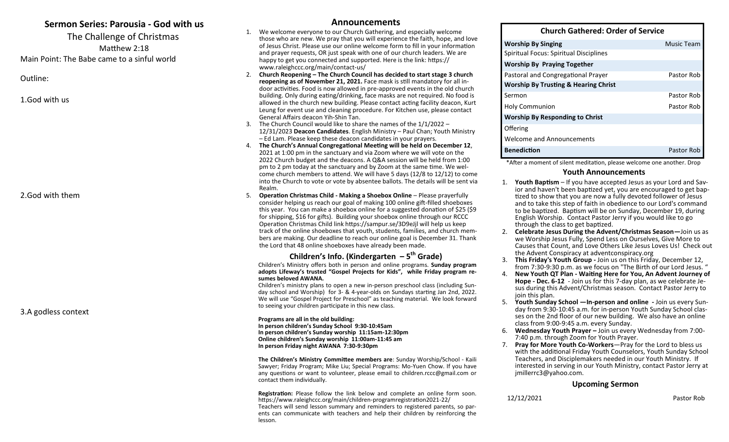## Sermon Series: Parousia - God with us

The Challenge of Christmas

Matthew 2:18

Main Point: The Babe came to a sinful world

Outline:

1.God with us

2.God with them

3.A godless context

## Announcements

1. We welcome everyone to our Church Gathering, and especially welcome those who are new. We pray that you will experience the faith, hope, and love of Jesus Christ. Please use our online welcome form to fill in your information and prayer requests, OR just speak with one of our church leaders. We are happy to get you connected and supported. Here is the link: https://www.raleighccc.org/main/contact-us/
2. **Church Reopening – The Church Council has decided to start stage 3 church reopening as of November 21, 2021.** Face mask is still mandatory for all in-door activities. Food is now allowed in pre-approved events in the old church building. Only during eating/drinking, face masks are not required. No food is allowed in the church new building. Please contact acting facility deacon, Kurt Leung for event use and cleaning procedure. For Kitchen use, please contact General Affairs deacon Yih-Shin Tan.
3. The Church Council would like to share the names of the 1/1/2022 – 12/31/2023 **Deacon Candidates**. English Ministry – Paul Chan; Youth Ministry – Ed Lam. Please keep these deacon candidates in your prayers.
4. **The Church's Annual Congregational Meeting will be held on December 12**, 2021 at 1:00 pm in the sanctuary and via Zoom where we will vote on the 2022 Church budget and the deacons. A Q&A session will be held from 1:00 pm to 2 pm today at the sanctuary and by Zoom at the same time. We welcome church members to attend. We will have 5 days (12/8 to 12/12) to come into the Church to vote or vote by absentee ballots. The details will be sent via Realm.
5. **Operation Christmas Child - Making a Shoebox Online** – Please prayerfully consider helping us reach our goal of making 100 online gift-filled shoeboxes this year. You can make a shoebox online for a suggested donation of $25 ($9 for shipping, $16 for gifts). Building your shoebox online through our RCCC Operation Christmas Child link https://sampur.se/3D9eJjl will help us keep track of the online shoeboxes that youth, students, families, and church members are making. Our deadline to reach our online goal is December 31. Thank the Lord that 48 online shoeboxes have already been made.

### Children's Info. (Kindergarten – 5th Grade)

Children's Ministry offers both in person and online programs. **Sunday program adopts Lifeway's trusted "Gospel Projects for Kids", while Friday program resumes beloved AWANA.**

Children's ministry plans to open a new in-person preschool class (including Sunday school and Worship) for 3- & 4-year-olds on Sundays starting Jan 2nd, 2022. We will use "Gospel Project for Preschool" as teaching material. We look forward to seeing your children participate in this new class.

**Programs are all in the old building:**
**In person children's Sunday School 9:30-10:45am**
**In person children's Sunday worship 11:15am-12:30pm**
**Online children's Sunday worship 11:00am-11:45 am**
**In person Friday night AWANA 7:30-9:30pm**

**The Children's Ministry Committee members are**: Sunday Worship/School - Kaili Sawyer; Friday Program; Mike Liu; Special Programs: Mo-Yuen Chow. If you have any questions or want to volunteer, please email to children.rccc@gmail.com or contact them individually.

**Registration:** Please follow the link below and complete an online form soon. https://www.raleighccc.org/main/children-programregistration2021-22/
Teachers will send lesson summary and reminders to registered parents, so parents can communicate with teachers and help their children by reinforcing the lesson.

## Church Gathered: Order of Service

| | |
|---|---|
| **Worship By Singing** | Music Team |
| Spiritual Focus: Spiritual Disciplines | |
| **Worship By Praying Together** | |
| Pastoral and Congregational Prayer | Pastor Rob |
| **Worship By Trusting & Hearing Christ** | |
| Sermon | Pastor Rob |
| Holy Communion | Pastor Rob |
| **Worship By Responding to Christ** | |
| Offering | |
| Welcome and Announcements | |
| **Benediction** | Pastor Rob |

*After a moment of silent meditation, please welcome one another. Drop

### Youth Announcements

1. **Youth Baptism** – If you have accepted Jesus as your Lord and Savior and haven't been baptized yet, you are encouraged to get baptized to show that you are now a fully devoted follower of Jesus and to take this step of faith in obedience to our Lord's command to be baptized. Baptism will be on Sunday, December 19, during English Worship. Contact Pastor Jerry if you would like to go through the class to get baptized.
2. **Celebrate Jesus During the Advent/Christmas Season—**Join us as we Worship Jesus Fully, Spend Less on Ourselves, Give More to Causes that Count, and Love Others Like Jesus Loves Us! Check out the Advent Conspiracy at adventconspiracy.org
3. **This Friday's Youth Group -** Join us on this Friday, December 12, from 7:30-9:30 p.m. as we focus on "The Birth of our Lord Jesus. "
4. **New Youth QT Plan - Waiting Here for You, An Advent Journey of Hope - Dec. 6-12** - Join us for this 7-day plan, as we celebrate Jesus during this Advent/Christmas season. Contact Pastor Jerry to join this plan.
5. **Youth Sunday School —In-person and online -** Join us every Sunday from 9:30-10:45 a.m. for in-person Youth Sunday School classes on the 2nd floor of our new building. We also have an online class from 9:00-9:45 a.m. every Sunday.
6. **Wednesday Youth Prayer –** Join us every Wednesday from 7:00-7:40 p.m. through Zoom for Youth Prayer.
7. **Pray for More Youth Co-Workers**—Pray for the Lord to bless us with the additional Friday Youth Counselors, Youth Sunday School Teachers, and Disciplemakers needed in our Youth Ministry. If interested in serving in our Youth Ministry, contact Pastor Jerry at jmillerrc3@yahoo.com.

### Upcoming Sermon

12/12/2021 Pastor Rob